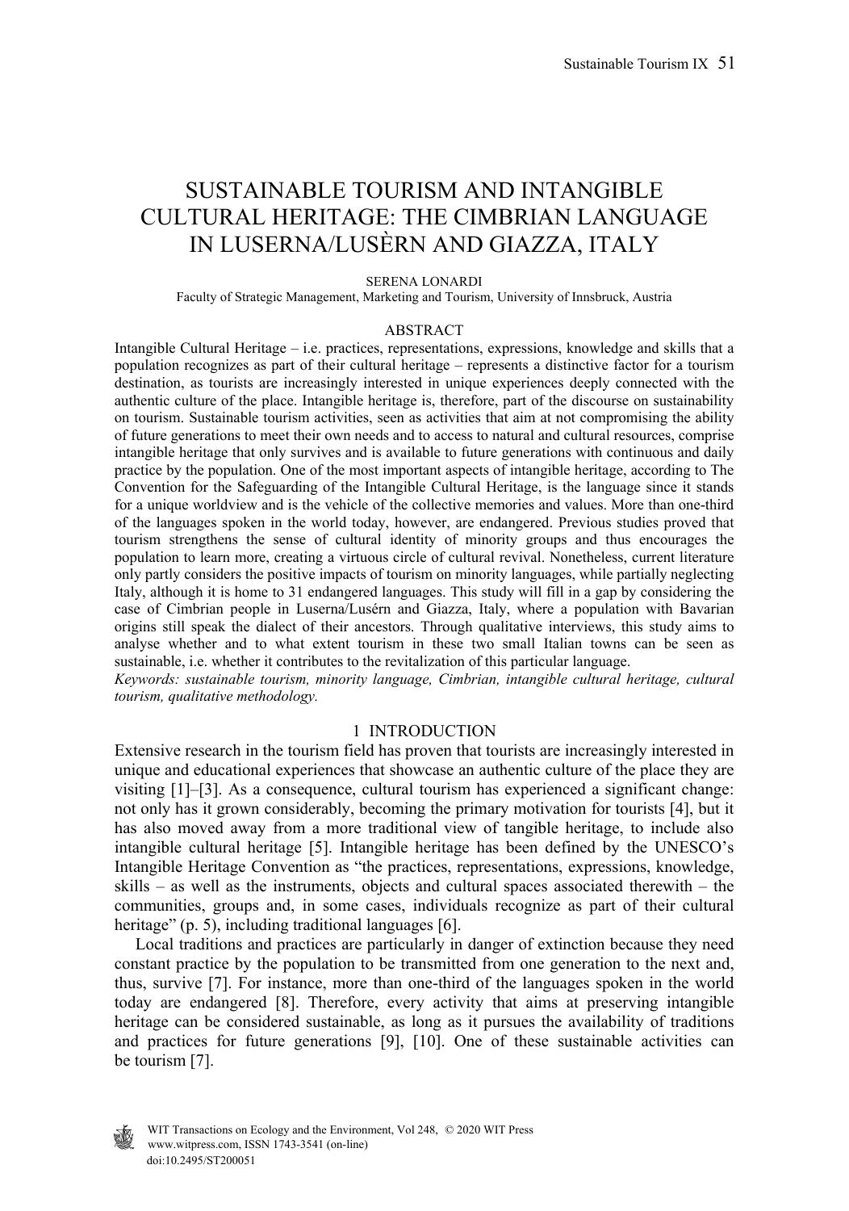# SUSTAINABLE TOURISM AND INTANGIBLE CULTURAL HERITAGE: THE CIMBRIAN LANGUAGE IN LUSERNA/LUSÈRN AND GIAZZA, ITALY

SERENA LONARDI

Faculty of Strategic Management, Marketing and Tourism, University of Innsbruck, Austria

## ABSTRACT

Intangible Cultural Heritage – i.e. practices, representations, expressions, knowledge and skills that a population recognizes as part of their cultural heritage – represents a distinctive factor for a tourism destination, as tourists are increasingly interested in unique experiences deeply connected with the authentic culture of the place. Intangible heritage is, therefore, part of the discourse on sustainability on tourism. Sustainable tourism activities, seen as activities that aim at not compromising the ability of future generations to meet their own needs and to access to natural and cultural resources, comprise intangible heritage that only survives and is available to future generations with continuous and daily practice by the population. One of the most important aspects of intangible heritage, according to The Convention for the Safeguarding of the Intangible Cultural Heritage, is the language since it stands for a unique worldview and is the vehicle of the collective memories and values. More than one-third of the languages spoken in the world today, however, are endangered. Previous studies proved that tourism strengthens the sense of cultural identity of minority groups and thus encourages the population to learn more, creating a virtuous circle of cultural revival. Nonetheless, current literature only partly considers the positive impacts of tourism on minority languages, while partially neglecting Italy, although it is home to 31 endangered languages. This study will fill in a gap by considering the case of Cimbrian people in Luserna/Lusérn and Giazza, Italy, where a population with Bavarian origins still speak the dialect of their ancestors. Through qualitative interviews, this study aims to analyse whether and to what extent tourism in these two small Italian towns can be seen as sustainable, i.e. whether it contributes to the revitalization of this particular language.

*Keywords: sustainable tourism, minority language, Cimbrian, intangible cultural heritage, cultural tourism, qualitative methodology.*

## 1 INTRODUCTION

Extensive research in the tourism field has proven that tourists are increasingly interested in unique and educational experiences that showcase an authentic culture of the place they are visiting [1]–[3]. As a consequence, cultural tourism has experienced a significant change: not only has it grown considerably, becoming the primary motivation for tourists [4], but it has also moved away from a more traditional view of tangible heritage, to include also intangible cultural heritage [5]. Intangible heritage has been defined by the UNESCO's Intangible Heritage Convention as "the practices, representations, expressions, knowledge, skills – as well as the instruments, objects and cultural spaces associated therewith – the communities, groups and, in some cases, individuals recognize as part of their cultural heritage" (p. 5), including traditional languages [6].

Local traditions and practices are particularly in danger of extinction because they need constant practice by the population to be transmitted from one generation to the next and, thus, survive [7]. For instance, more than one-third of the languages spoken in the world today are endangered [8]. Therefore, every activity that aims at preserving intangible heritage can be considered sustainable, as long as it pursues the availability of traditions and practices for future generations [9], [10]. One of these sustainable activities can be tourism [7].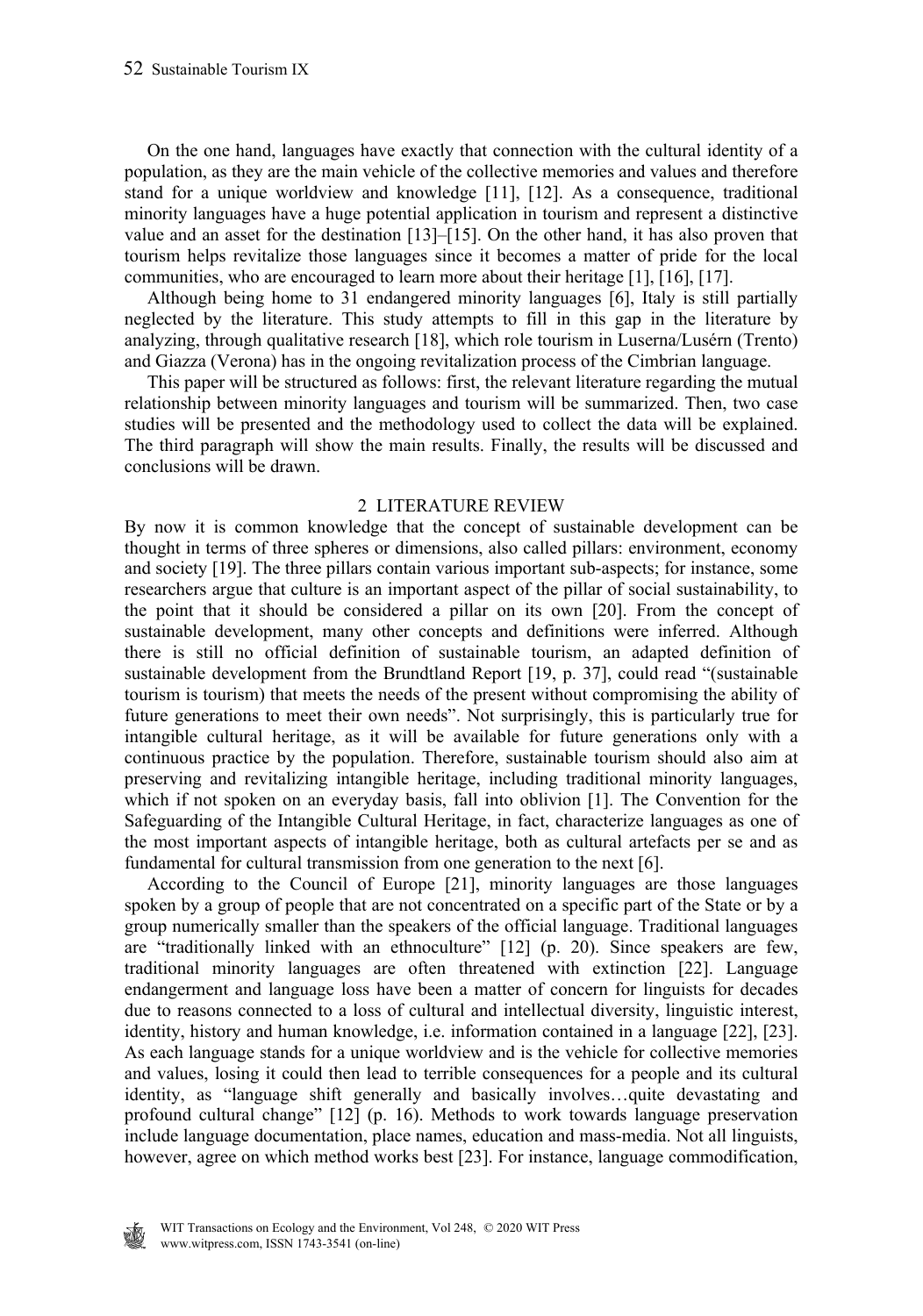On the one hand, languages have exactly that connection with the cultural identity of a population, as they are the main vehicle of the collective memories and values and therefore stand for a unique worldview and knowledge [11], [12]. As a consequence, traditional minority languages have a huge potential application in tourism and represent a distinctive value and an asset for the destination [13]–[15]. On the other hand, it has also proven that tourism helps revitalize those languages since it becomes a matter of pride for the local communities, who are encouraged to learn more about their heritage [1], [16], [17].

Although being home to 31 endangered minority languages [6], Italy is still partially neglected by the literature. This study attempts to fill in this gap in the literature by analyzing, through qualitative research [18], which role tourism in Luserna/Lusérn (Trento) and Giazza (Verona) has in the ongoing revitalization process of the Cimbrian language.

This paper will be structured as follows: first, the relevant literature regarding the mutual relationship between minority languages and tourism will be summarized. Then, two case studies will be presented and the methodology used to collect the data will be explained. The third paragraph will show the main results. Finally, the results will be discussed and conclusions will be drawn.

## 2 LITERATURE REVIEW

By now it is common knowledge that the concept of sustainable development can be thought in terms of three spheres or dimensions, also called pillars: environment, economy and society [19]. The three pillars contain various important sub-aspects; for instance, some researchers argue that culture is an important aspect of the pillar of social sustainability, to the point that it should be considered a pillar on its own [20]. From the concept of sustainable development, many other concepts and definitions were inferred. Although there is still no official definition of sustainable tourism, an adapted definition of sustainable development from the Brundtland Report [19, p. 37], could read "(sustainable tourism is tourism) that meets the needs of the present without compromising the ability of future generations to meet their own needs". Not surprisingly, this is particularly true for intangible cultural heritage, as it will be available for future generations only with a continuous practice by the population. Therefore, sustainable tourism should also aim at preserving and revitalizing intangible heritage, including traditional minority languages, which if not spoken on an everyday basis, fall into oblivion [1]. The Convention for the Safeguarding of the Intangible Cultural Heritage, in fact, characterize languages as one of the most important aspects of intangible heritage, both as cultural artefacts per se and as fundamental for cultural transmission from one generation to the next [6].

According to the Council of Europe [21], minority languages are those languages spoken by a group of people that are not concentrated on a specific part of the State or by a group numerically smaller than the speakers of the official language. Traditional languages are "traditionally linked with an ethnoculture" [12] (p. 20). Since speakers are few, traditional minority languages are often threatened with extinction [22]. Language endangerment and language loss have been a matter of concern for linguists for decades due to reasons connected to a loss of cultural and intellectual diversity, linguistic interest, identity, history and human knowledge, i.e. information contained in a language [22], [23]. As each language stands for a unique worldview and is the vehicle for collective memories and values, losing it could then lead to terrible consequences for a people and its cultural identity, as "language shift generally and basically involves…quite devastating and profound cultural change" [12] (p. 16). Methods to work towards language preservation include language documentation, place names, education and mass-media. Not all linguists, however, agree on which method works best [23]. For instance, language commodification,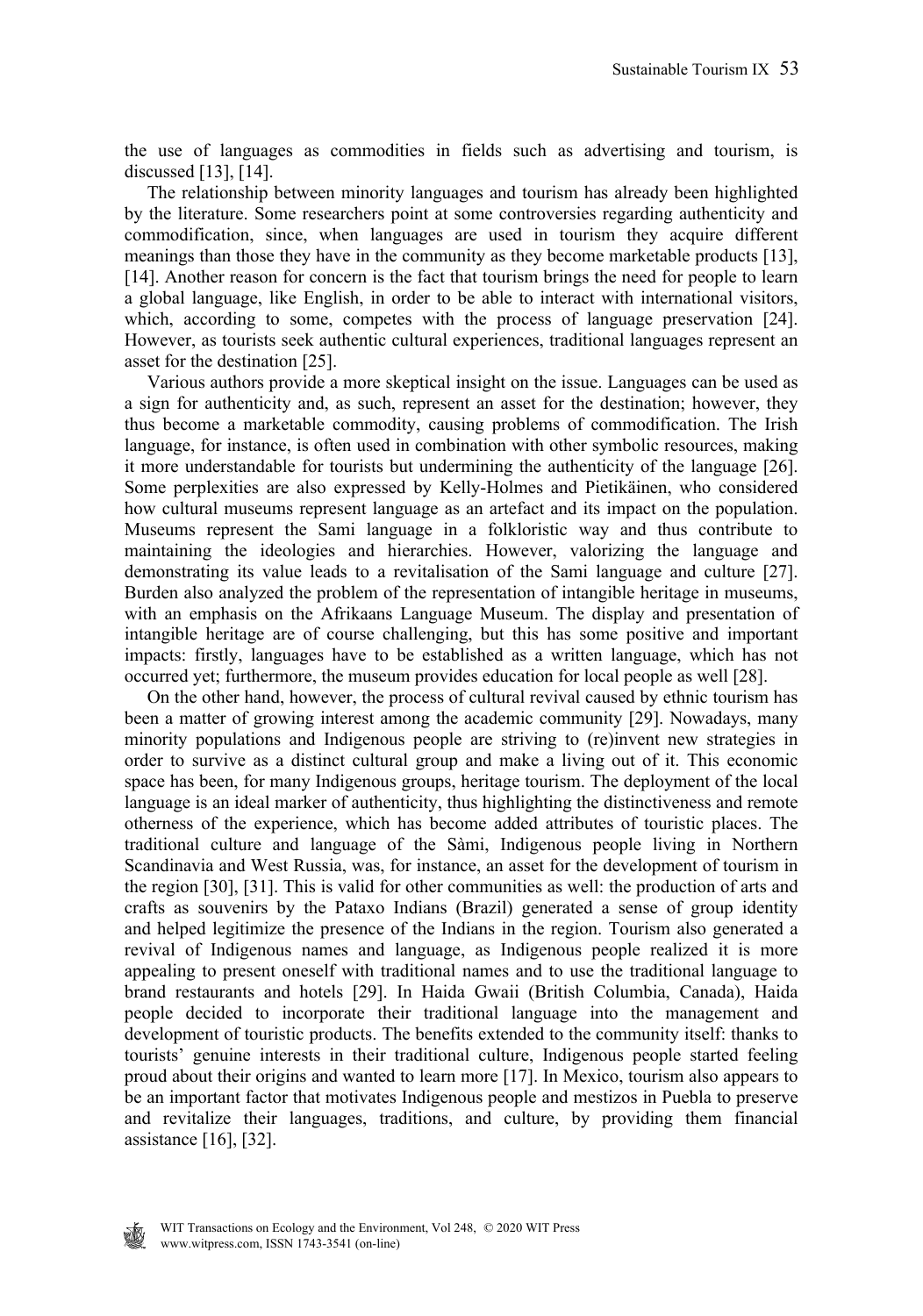the use of languages as commodities in fields such as advertising and tourism, is discussed [13], [14].

The relationship between minority languages and tourism has already been highlighted by the literature. Some researchers point at some controversies regarding authenticity and commodification, since, when languages are used in tourism they acquire different meanings than those they have in the community as they become marketable products [13], [14]. Another reason for concern is the fact that tourism brings the need for people to learn a global language, like English, in order to be able to interact with international visitors, which, according to some, competes with the process of language preservation [24]. However, as tourists seek authentic cultural experiences, traditional languages represent an asset for the destination [25].

Various authors provide a more skeptical insight on the issue. Languages can be used as a sign for authenticity and, as such, represent an asset for the destination; however, they thus become a marketable commodity, causing problems of commodification. The Irish language, for instance, is often used in combination with other symbolic resources, making it more understandable for tourists but undermining the authenticity of the language [26]. Some perplexities are also expressed by Kelly-Holmes and Pietikäinen, who considered how cultural museums represent language as an artefact and its impact on the population. Museums represent the Sami language in a folkloristic way and thus contribute to maintaining the ideologies and hierarchies. However, valorizing the language and demonstrating its value leads to a revitalisation of the Sami language and culture [27]. Burden also analyzed the problem of the representation of intangible heritage in museums, with an emphasis on the Afrikaans Language Museum. The display and presentation of intangible heritage are of course challenging, but this has some positive and important impacts: firstly, languages have to be established as a written language, which has not occurred yet; furthermore, the museum provides education for local people as well [28].

On the other hand, however, the process of cultural revival caused by ethnic tourism has been a matter of growing interest among the academic community [29]. Nowadays, many minority populations and Indigenous people are striving to (re)invent new strategies in order to survive as a distinct cultural group and make a living out of it. This economic space has been, for many Indigenous groups, heritage tourism. The deployment of the local language is an ideal marker of authenticity, thus highlighting the distinctiveness and remote otherness of the experience, which has become added attributes of touristic places. The traditional culture and language of the Sàmi, Indigenous people living in Northern Scandinavia and West Russia, was, for instance, an asset for the development of tourism in the region [30], [31]. This is valid for other communities as well: the production of arts and crafts as souvenirs by the Pataxo Indians (Brazil) generated a sense of group identity and helped legitimize the presence of the Indians in the region. Tourism also generated a revival of Indigenous names and language, as Indigenous people realized it is more appealing to present oneself with traditional names and to use the traditional language to brand restaurants and hotels [29]. In Haida Gwaii (British Columbia, Canada), Haida people decided to incorporate their traditional language into the management and development of touristic products. The benefits extended to the community itself: thanks to tourists' genuine interests in their traditional culture, Indigenous people started feeling proud about their origins and wanted to learn more [17]. In Mexico, tourism also appears to be an important factor that motivates Indigenous people and mestizos in Puebla to preserve and revitalize their languages, traditions, and culture, by providing them financial assistance [16], [32].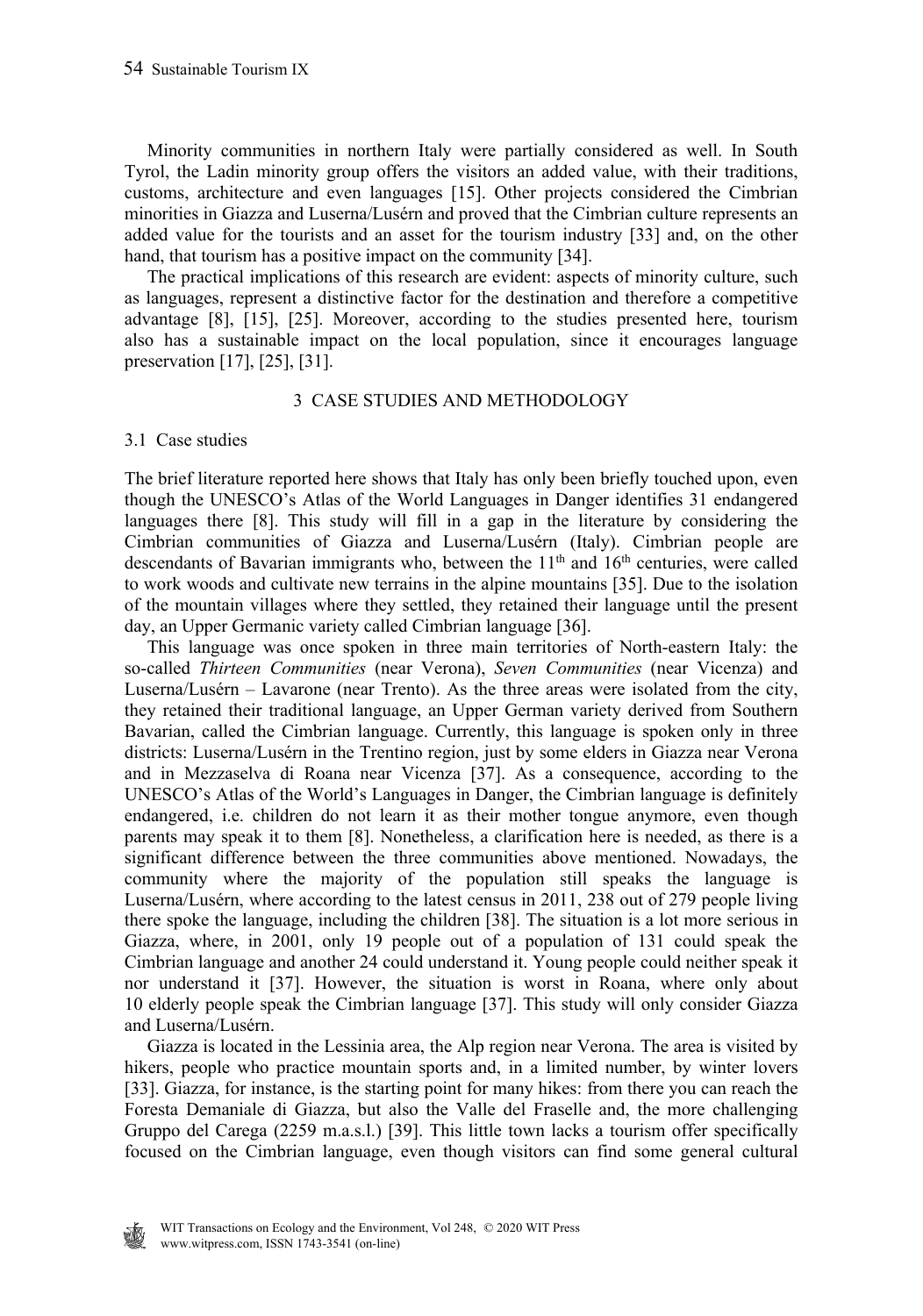Minority communities in northern Italy were partially considered as well. In South Tyrol, the Ladin minority group offers the visitors an added value, with their traditions, customs, architecture and even languages [15]. Other projects considered the Cimbrian minorities in Giazza and Luserna/Lusérn and proved that the Cimbrian culture represents an added value for the tourists and an asset for the tourism industry [33] and, on the other hand, that tourism has a positive impact on the community [34].

The practical implications of this research are evident: aspects of minority culture, such as languages, represent a distinctive factor for the destination and therefore a competitive advantage [8], [15], [25]. Moreover, according to the studies presented here, tourism also has a sustainable impact on the local population, since it encourages language preservation [17], [25], [31].

## 3 CASE STUDIES AND METHODOLOGY

### 3.1 Case studies

The brief literature reported here shows that Italy has only been briefly touched upon, even though the UNESCO's Atlas of the World Languages in Danger identifies 31 endangered languages there [8]. This study will fill in a gap in the literature by considering the Cimbrian communities of Giazza and Luserna/Lusérn (Italy). Cimbrian people are descendants of Bavarian immigrants who, between the 11th and 16th centuries, were called to work woods and cultivate new terrains in the alpine mountains [35]. Due to the isolation of the mountain villages where they settled, they retained their language until the present day, an Upper Germanic variety called Cimbrian language [36].

This language was once spoken in three main territories of North-eastern Italy: the so-called *Thirteen Communities* (near Verona), *Seven Communities* (near Vicenza) and Luserna/Lusérn – Lavarone (near Trento). As the three areas were isolated from the city, they retained their traditional language, an Upper German variety derived from Southern Bavarian, called the Cimbrian language. Currently, this language is spoken only in three districts: Luserna/Lusérn in the Trentino region, just by some elders in Giazza near Verona and in Mezzaselva di Roana near Vicenza [37]. As a consequence, according to the UNESCO's Atlas of the World's Languages in Danger, the Cimbrian language is definitely endangered, i.e. children do not learn it as their mother tongue anymore, even though parents may speak it to them [8]. Nonetheless, a clarification here is needed, as there is a significant difference between the three communities above mentioned. Nowadays, the community where the majority of the population still speaks the language is Luserna/Lusérn, where according to the latest census in 2011, 238 out of 279 people living there spoke the language, including the children [38]. The situation is a lot more serious in Giazza, where, in 2001, only 19 people out of a population of 131 could speak the Cimbrian language and another 24 could understand it. Young people could neither speak it nor understand it [37]. However, the situation is worst in Roana, where only about 10 elderly people speak the Cimbrian language [37]. This study will only consider Giazza and Luserna/Lusérn.

Giazza is located in the Lessinia area, the Alp region near Verona. The area is visited by hikers, people who practice mountain sports and, in a limited number, by winter lovers [33]. Giazza, for instance, is the starting point for many hikes: from there you can reach the Foresta Demaniale di Giazza, but also the Valle del Fraselle and, the more challenging Gruppo del Carega (2259 m.a.s.l.) [39]. This little town lacks a tourism offer specifically focused on the Cimbrian language, even though visitors can find some general cultural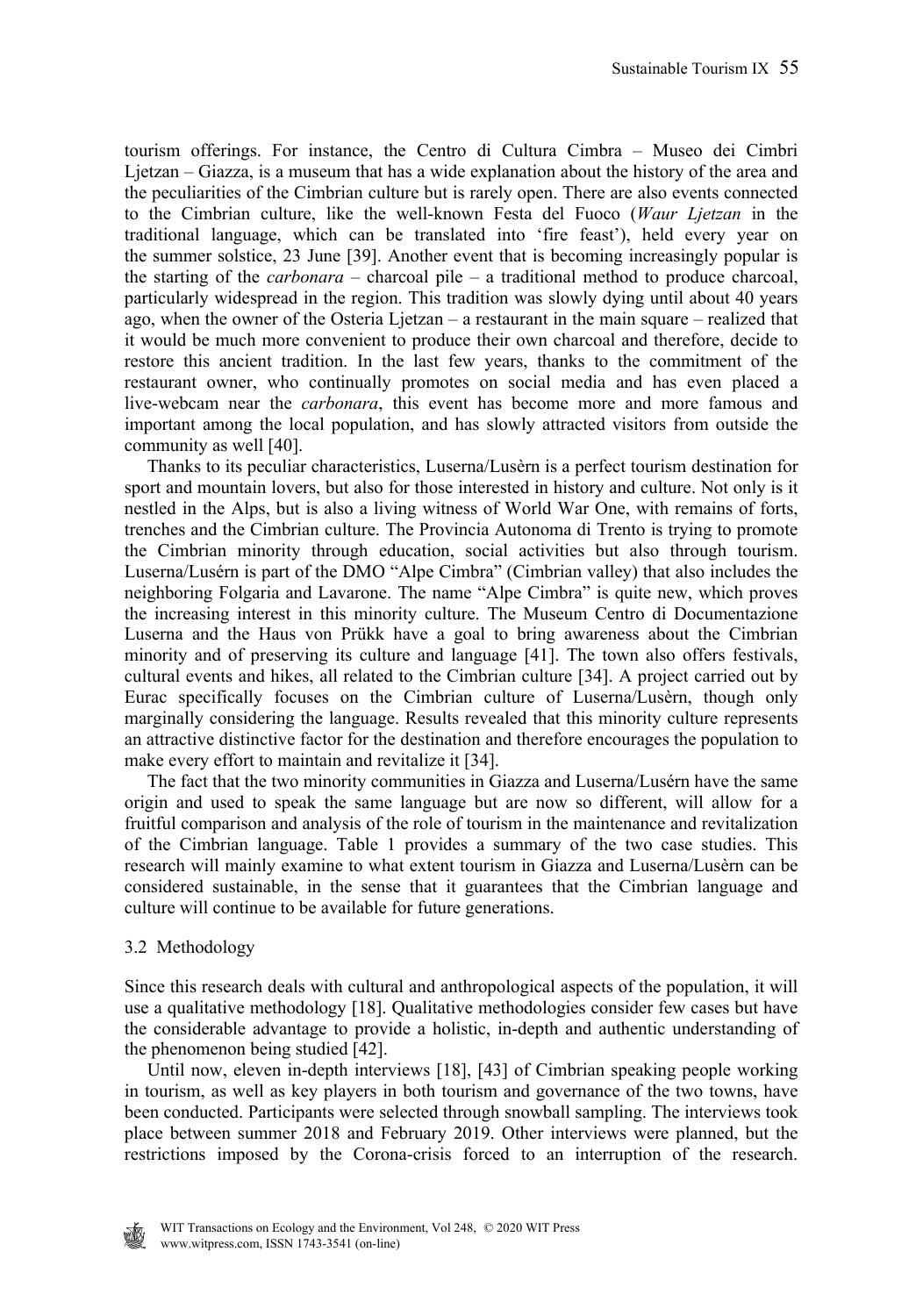tourism offerings. For instance, the Centro di Cultura Cimbra – Museo dei Cimbri Ljetzan – Giazza, is a museum that has a wide explanation about the history of the area and the peculiarities of the Cimbrian culture but is rarely open. There are also events connected to the Cimbrian culture, like the well-known Festa del Fuoco (*Waur Ljetzan* in the traditional language, which can be translated into 'fire feast'), held every year on the summer solstice, 23 June [39]. Another event that is becoming increasingly popular is the starting of the *carbonara* – charcoal pile – a traditional method to produce charcoal, particularly widespread in the region. This tradition was slowly dying until about 40 years ago, when the owner of the Osteria Ljetzan – a restaurant in the main square – realized that it would be much more convenient to produce their own charcoal and therefore, decide to restore this ancient tradition. In the last few years, thanks to the commitment of the restaurant owner, who continually promotes on social media and has even placed a live-webcam near the *carbonara*, this event has become more and more famous and important among the local population, and has slowly attracted visitors from outside the community as well [40].

Thanks to its peculiar characteristics, Luserna/Lusèrn is a perfect tourism destination for sport and mountain lovers, but also for those interested in history and culture. Not only is it nestled in the Alps, but is also a living witness of World War One, with remains of forts, trenches and the Cimbrian culture. The Provincia Autonoma di Trento is trying to promote the Cimbrian minority through education, social activities but also through tourism. Luserna/Lusérn is part of the DMO "Alpe Cimbra" (Cimbrian valley) that also includes the neighboring Folgaria and Lavarone. The name "Alpe Cimbra" is quite new, which proves the increasing interest in this minority culture. The Museum Centro di Documentazione Luserna and the Haus von Prükk have a goal to bring awareness about the Cimbrian minority and of preserving its culture and language [41]. The town also offers festivals, cultural events and hikes, all related to the Cimbrian culture [34]. A project carried out by Eurac specifically focuses on the Cimbrian culture of Luserna/Lusèrn, though only marginally considering the language. Results revealed that this minority culture represents an attractive distinctive factor for the destination and therefore encourages the population to make every effort to maintain and revitalize it [34].

The fact that the two minority communities in Giazza and Luserna/Lusérn have the same origin and used to speak the same language but are now so different, will allow for a fruitful comparison and analysis of the role of tourism in the maintenance and revitalization of the Cimbrian language. Table 1 provides a summary of the two case studies. This research will mainly examine to what extent tourism in Giazza and Luserna/Lusèrn can be considered sustainable, in the sense that it guarantees that the Cimbrian language and culture will continue to be available for future generations.

### 3.2 Methodology

Since this research deals with cultural and anthropological aspects of the population, it will use a qualitative methodology [18]. Qualitative methodologies consider few cases but have the considerable advantage to provide a holistic, in-depth and authentic understanding of the phenomenon being studied [42].

Until now, eleven in-depth interviews [18], [43] of Cimbrian speaking people working in tourism, as well as key players in both tourism and governance of the two towns, have been conducted. Participants were selected through snowball sampling. The interviews took place between summer 2018 and February 2019. Other interviews were planned, but the restrictions imposed by the Corona-crisis forced to an interruption of the research.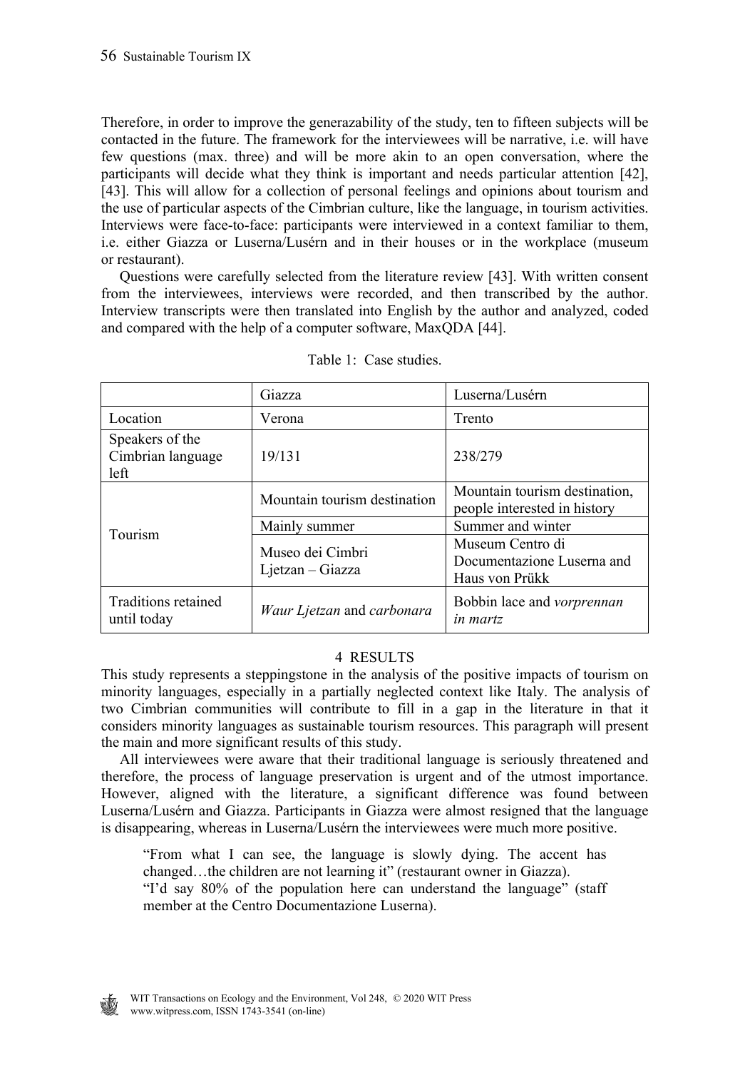Therefore, in order to improve the generazability of the study, ten to fifteen subjects will be contacted in the future. The framework for the interviewees will be narrative, i.e. will have few questions (max. three) and will be more akin to an open conversation, where the participants will decide what they think is important and needs particular attention [42], [43]. This will allow for a collection of personal feelings and opinions about tourism and the use of particular aspects of the Cimbrian culture, like the language, in tourism activities. Interviews were face-to-face: participants were interviewed in a context familiar to them, i.e. either Giazza or Luserna/Lusérn and in their houses or in the workplace (museum or restaurant).

Questions were carefully selected from the literature review [43]. With written consent from the interviewees, interviews were recorded, and then transcribed by the author. Interview transcripts were then translated into English by the author and analyzed, coded and compared with the help of a computer software, MaxQDA [44].

Table 1: Case studies.

| | Giazza | Luserna/Lusérn |
|---|---|---|
| Location | Verona | Trento |
| Speakers of the Cimbrian language left | 19/131 | 238/279 |
| Tourism | Mountain tourism destination | Mountain tourism destination, people interested in history |
| | Mainly summer | Summer and winter |
| | Museo dei Cimbri Ljetzan – Giazza | Museum Centro di Documentazione Luserna and Haus von Prükk |
| Traditions retained until today | *Waur Ljetzan* and *carbonara* | Bobbin lace and *vorprennan in martz* |

## 4 RESULTS

This study represents a steppingstone in the analysis of the positive impacts of tourism on minority languages, especially in a partially neglected context like Italy. The analysis of two Cimbrian communities will contribute to fill in a gap in the literature in that it considers minority languages as sustainable tourism resources. This paragraph will present the main and more significant results of this study.

All interviewees were aware that their traditional language is seriously threatened and therefore, the process of language preservation is urgent and of the utmost importance. However, aligned with the literature, a significant difference was found between Luserna/Lusérn and Giazza. Participants in Giazza were almost resigned that the language is disappearing, whereas in Luserna/Lusérn the interviewees were much more positive.

> "From what I can see, the language is slowly dying. The accent has changed…the children are not learning it" (restaurant owner in Giazza).
> "I'd say 80% of the population here can understand the language" (staff member at the Centro Documentazione Luserna).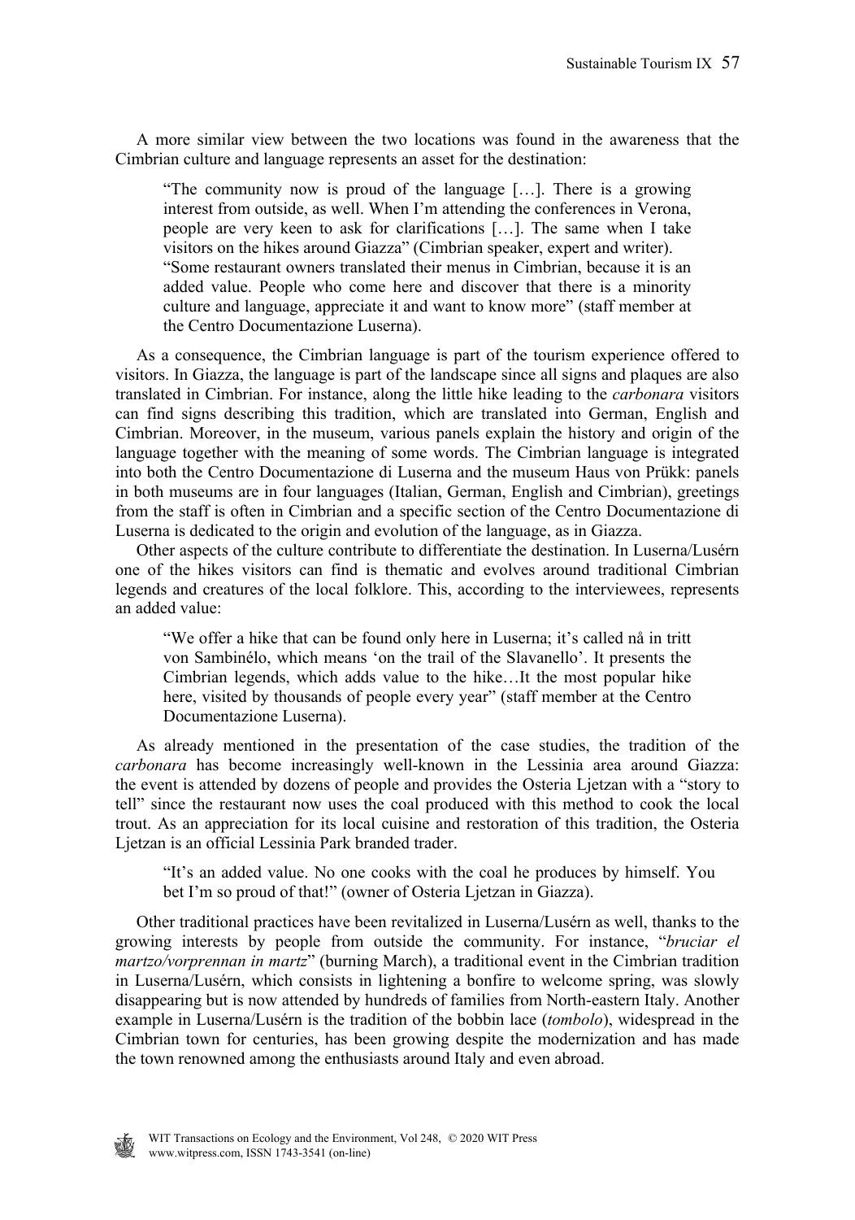A more similar view between the two locations was found in the awareness that the Cimbrian culture and language represents an asset for the destination:

> "The community now is proud of the language […]. There is a growing interest from outside, as well. When I'm attending the conferences in Verona, people are very keen to ask for clarifications […]. The same when I take visitors on the hikes around Giazza" (Cimbrian speaker, expert and writer).
> "Some restaurant owners translated their menus in Cimbrian, because it is an added value. People who come here and discover that there is a minority culture and language, appreciate it and want to know more" (staff member at the Centro Documentazione Luserna).

As a consequence, the Cimbrian language is part of the tourism experience offered to visitors. In Giazza, the language is part of the landscape since all signs and plaques are also translated in Cimbrian. For instance, along the little hike leading to the *carbonara* visitors can find signs describing this tradition, which are translated into German, English and Cimbrian. Moreover, in the museum, various panels explain the history and origin of the language together with the meaning of some words. The Cimbrian language is integrated into both the Centro Documentazione di Luserna and the museum Haus von Prükk: panels in both museums are in four languages (Italian, German, English and Cimbrian), greetings from the staff is often in Cimbrian and a specific section of the Centro Documentazione di Luserna is dedicated to the origin and evolution of the language, as in Giazza.

Other aspects of the culture contribute to differentiate the destination. In Luserna/Lusérn one of the hikes visitors can find is thematic and evolves around traditional Cimbrian legends and creatures of the local folklore. This, according to the interviewees, represents an added value:

> "We offer a hike that can be found only here in Luserna; it's called nå in tritt von Sambinélo, which means 'on the trail of the Slavanello'. It presents the Cimbrian legends, which adds value to the hike…It the most popular hike here, visited by thousands of people every year" (staff member at the Centro Documentazione Luserna).

As already mentioned in the presentation of the case studies, the tradition of the *carbonara* has become increasingly well-known in the Lessinia area around Giazza: the event is attended by dozens of people and provides the Osteria Ljetzan with a "story to tell" since the restaurant now uses the coal produced with this method to cook the local trout. As an appreciation for its local cuisine and restoration of this tradition, the Osteria Ljetzan is an official Lessinia Park branded trader.

> "It's an added value. No one cooks with the coal he produces by himself. You bet I'm so proud of that!" (owner of Osteria Ljetzan in Giazza).

Other traditional practices have been revitalized in Luserna/Lusérn as well, thanks to the growing interests by people from outside the community. For instance, "*bruciar el martzo/vorprennan in martz*" (burning March), a traditional event in the Cimbrian tradition in Luserna/Lusérn, which consists in lightening a bonfire to welcome spring, was slowly disappearing but is now attended by hundreds of families from North-eastern Italy. Another example in Luserna/Lusérn is the tradition of the bobbin lace (*tombolo*), widespread in the Cimbrian town for centuries, has been growing despite the modernization and has made the town renowned among the enthusiasts around Italy and even abroad.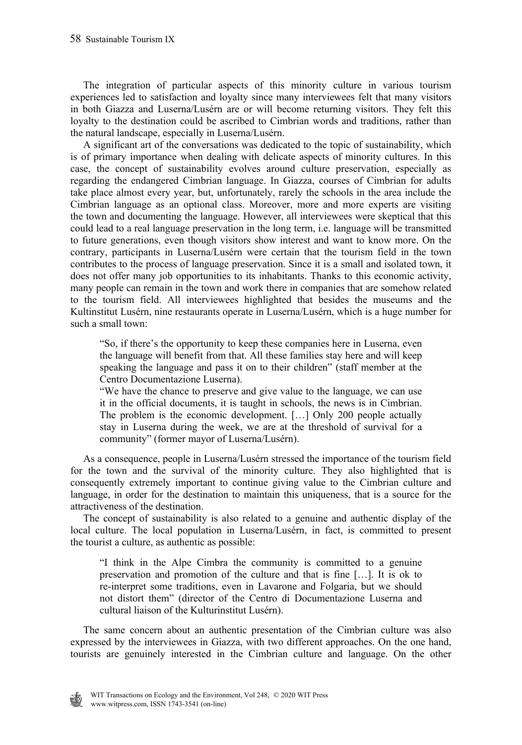The integration of particular aspects of this minority culture in various tourism experiences led to satisfaction and loyalty since many interviewees felt that many visitors in both Giazza and Luserna/Lusérn are or will become returning visitors. They felt this loyalty to the destination could be ascribed to Cimbrian words and traditions, rather than the natural landscape, especially in Luserna/Lusérn.

A significant art of the conversations was dedicated to the topic of sustainability, which is of primary importance when dealing with delicate aspects of minority cultures. In this case, the concept of sustainability evolves around culture preservation, especially as regarding the endangered Cimbrian language. In Giazza, courses of Cimbrian for adults take place almost every year, but, unfortunately, rarely the schools in the area include the Cimbrian language as an optional class. Moreover, more and more experts are visiting the town and documenting the language. However, all interviewees were skeptical that this could lead to a real language preservation in the long term, i.e. language will be transmitted to future generations, even though visitors show interest and want to know more. On the contrary, participants in Luserna/Lusérn were certain that the tourism field in the town contributes to the process of language preservation. Since it is a small and isolated town, it does not offer many job opportunities to its inhabitants. Thanks to this economic activity, many people can remain in the town and work there in companies that are somehow related to the tourism field. All interviewees highlighted that besides the museums and the Kultinstitut Lusérn, nine restaurants operate in Luserna/Lusérn, which is a huge number for such a small town:

> "So, if there's the opportunity to keep these companies here in Luserna, even the language will benefit from that. All these families stay here and will keep speaking the language and pass it on to their children" (staff member at the Centro Documentazione Luserna).
>
> "We have the chance to preserve and give value to the language, we can use it in the official documents, it is taught in schools, the news is in Cimbrian. The problem is the economic development. […] Only 200 people actually stay in Luserna during the week, we are at the threshold of survival for a community" (former mayor of Luserna/Lusérn).

As a consequence, people in Luserna/Lusérn stressed the importance of the tourism field for the town and the survival of the minority culture. They also highlighted that is consequently extremely important to continue giving value to the Cimbrian culture and language, in order for the destination to maintain this uniqueness, that is a source for the attractiveness of the destination.

The concept of sustainability is also related to a genuine and authentic display of the local culture. The local population in Luserna/Lusérn, in fact, is committed to present the tourist a culture, as authentic as possible:

> "I think in the Alpe Cimbra the community is committed to a genuine preservation and promotion of the culture and that is fine […]. It is ok to re-interpret some traditions, even in Lavarone and Folgaria, but we should not distort them" (director of the Centro di Documentazione Luserna and cultural liaison of the Kulturinstitut Lusérn).

The same concern about an authentic presentation of the Cimbrian culture was also expressed by the interviewees in Giazza, with two different approaches. On the one hand, tourists are genuinely interested in the Cimbrian culture and language. On the other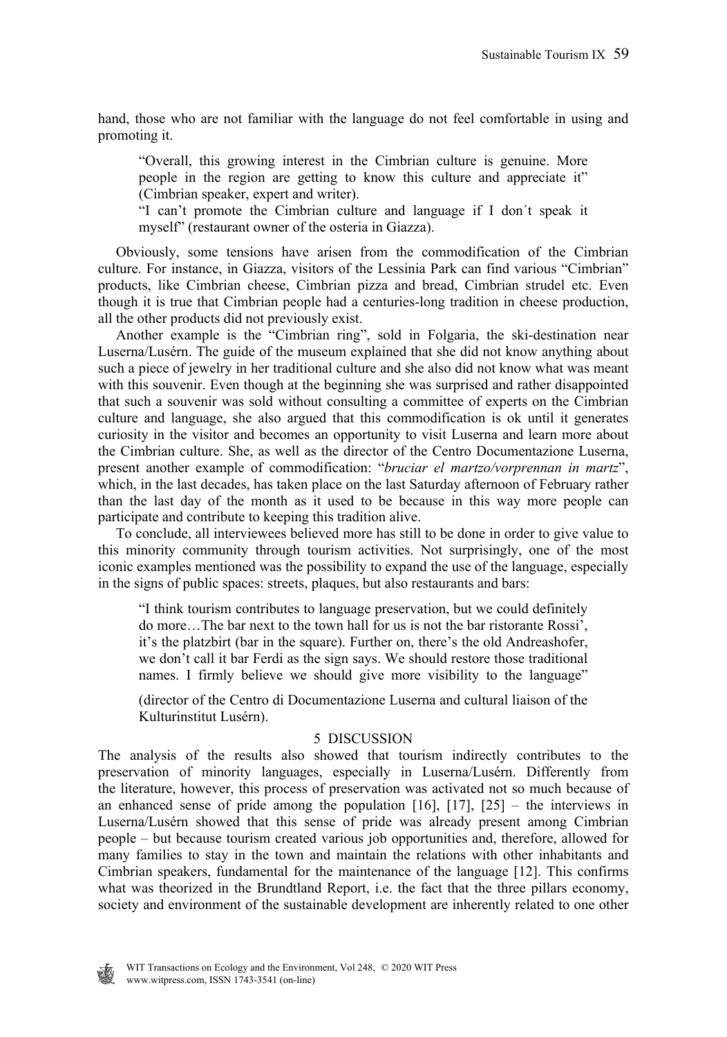hand, those who are not familiar with the language do not feel comfortable in using and promoting it.

> "Overall, this growing interest in the Cimbrian culture is genuine. More people in the region are getting to know this culture and appreciate it" (Cimbrian speaker, expert and writer).
>
> "I can't promote the Cimbrian culture and language if I don´t speak it myself" (restaurant owner of the osteria in Giazza).

Obviously, some tensions have arisen from the commodification of the Cimbrian culture. For instance, in Giazza, visitors of the Lessinia Park can find various "Cimbrian" products, like Cimbrian cheese, Cimbrian pizza and bread, Cimbrian strudel etc. Even though it is true that Cimbrian people had a centuries-long tradition in cheese production, all the other products did not previously exist.

Another example is the "Cimbrian ring", sold in Folgaria, the ski-destination near Luserna/Lusérn. The guide of the museum explained that she did not know anything about such a piece of jewelry in her traditional culture and she also did not know what was meant with this souvenir. Even though at the beginning she was surprised and rather disappointed that such a souvenir was sold without consulting a committee of experts on the Cimbrian culture and language, she also argued that this commodification is ok until it generates curiosity in the visitor and becomes an opportunity to visit Luserna and learn more about the Cimbrian culture. She, as well as the director of the Centro Documentazione Luserna, present another example of commodification: "*bruciar el martzo/vorprennan in martz*", which, in the last decades, has taken place on the last Saturday afternoon of February rather than the last day of the month as it used to be because in this way more people can participate and contribute to keeping this tradition alive.

To conclude, all interviewees believed more has still to be done in order to give value to this minority community through tourism activities. Not surprisingly, one of the most iconic examples mentioned was the possibility to expand the use of the language, especially in the signs of public spaces: streets, plaques, but also restaurants and bars:

> "I think tourism contributes to language preservation, but we could definitely do more…The bar next to the town hall for us is not the bar ristorante Rossi', it's the platzbirt (bar in the square). Further on, there's the old Andreashofer, we don't call it bar Ferdi as the sign says. We should restore those traditional names. I firmly believe we should give more visibility to the language"
>
> (director of the Centro di Documentazione Luserna and cultural liaison of the Kulturinstitut Lusérn).

## 5 DISCUSSION

The analysis of the results also showed that tourism indirectly contributes to the preservation of minority languages, especially in Luserna/Lusérn. Differently from the literature, however, this process of preservation was activated not so much because of an enhanced sense of pride among the population [16], [17], [25] – the interviews in Luserna/Lusérn showed that this sense of pride was already present among Cimbrian people – but because tourism created various job opportunities and, therefore, allowed for many families to stay in the town and maintain the relations with other inhabitants and Cimbrian speakers, fundamental for the maintenance of the language [12]. This confirms what was theorized in the Brundtland Report, i.e. the fact that the three pillars economy, society and environment of the sustainable development are inherently related to one other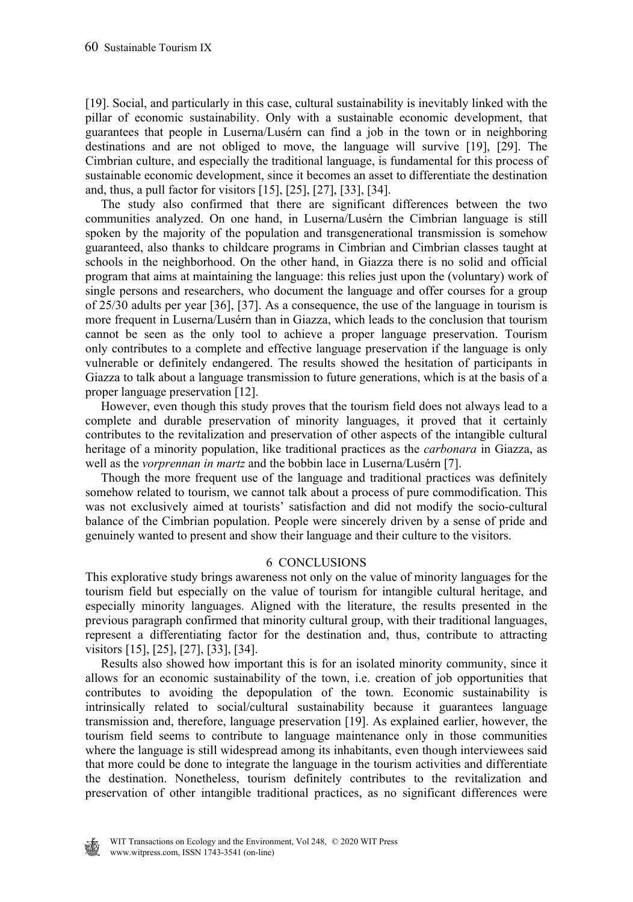[19]. Social, and particularly in this case, cultural sustainability is inevitably linked with the pillar of economic sustainability. Only with a sustainable economic development, that guarantees that people in Luserna/Lusérn can find a job in the town or in neighboring destinations and are not obliged to move, the language will survive [19], [29]. The Cimbrian culture, and especially the traditional language, is fundamental for this process of sustainable economic development, since it becomes an asset to differentiate the destination and, thus, a pull factor for visitors [15], [25], [27], [33], [34].

The study also confirmed that there are significant differences between the two communities analyzed. On one hand, in Luserna/Lusérn the Cimbrian language is still spoken by the majority of the population and transgenerational transmission is somehow guaranteed, also thanks to childcare programs in Cimbrian and Cimbrian classes taught at schools in the neighborhood. On the other hand, in Giazza there is no solid and official program that aims at maintaining the language: this relies just upon the (voluntary) work of single persons and researchers, who document the language and offer courses for a group of 25/30 adults per year [36], [37]. As a consequence, the use of the language in tourism is more frequent in Luserna/Lusérn than in Giazza, which leads to the conclusion that tourism cannot be seen as the only tool to achieve a proper language preservation. Tourism only contributes to a complete and effective language preservation if the language is only vulnerable or definitely endangered. The results showed the hesitation of participants in Giazza to talk about a language transmission to future generations, which is at the basis of a proper language preservation [12].

However, even though this study proves that the tourism field does not always lead to a complete and durable preservation of minority languages, it proved that it certainly contributes to the revitalization and preservation of other aspects of the intangible cultural heritage of a minority population, like traditional practices as the *carbonara* in Giazza, as well as the *vorprennan in martz* and the bobbin lace in Luserna/Lusérn [7].

Though the more frequent use of the language and traditional practices was definitely somehow related to tourism, we cannot talk about a process of pure commodification. This was not exclusively aimed at tourists' satisfaction and did not modify the socio-cultural balance of the Cimbrian population. People were sincerely driven by a sense of pride and genuinely wanted to present and show their language and their culture to the visitors.

## 6 CONCLUSIONS

This explorative study brings awareness not only on the value of minority languages for the tourism field but especially on the value of tourism for intangible cultural heritage, and especially minority languages. Aligned with the literature, the results presented in the previous paragraph confirmed that minority cultural group, with their traditional languages, represent a differentiating factor for the destination and, thus, contribute to attracting visitors [15], [25], [27], [33], [34].

Results also showed how important this is for an isolated minority community, since it allows for an economic sustainability of the town, i.e. creation of job opportunities that contributes to avoiding the depopulation of the town. Economic sustainability is intrinsically related to social/cultural sustainability because it guarantees language transmission and, therefore, language preservation [19]. As explained earlier, however, the tourism field seems to contribute to language maintenance only in those communities where the language is still widespread among its inhabitants, even though interviewees said that more could be done to integrate the language in the tourism activities and differentiate the destination. Nonetheless, tourism definitely contributes to the revitalization and preservation of other intangible traditional practices, as no significant differences were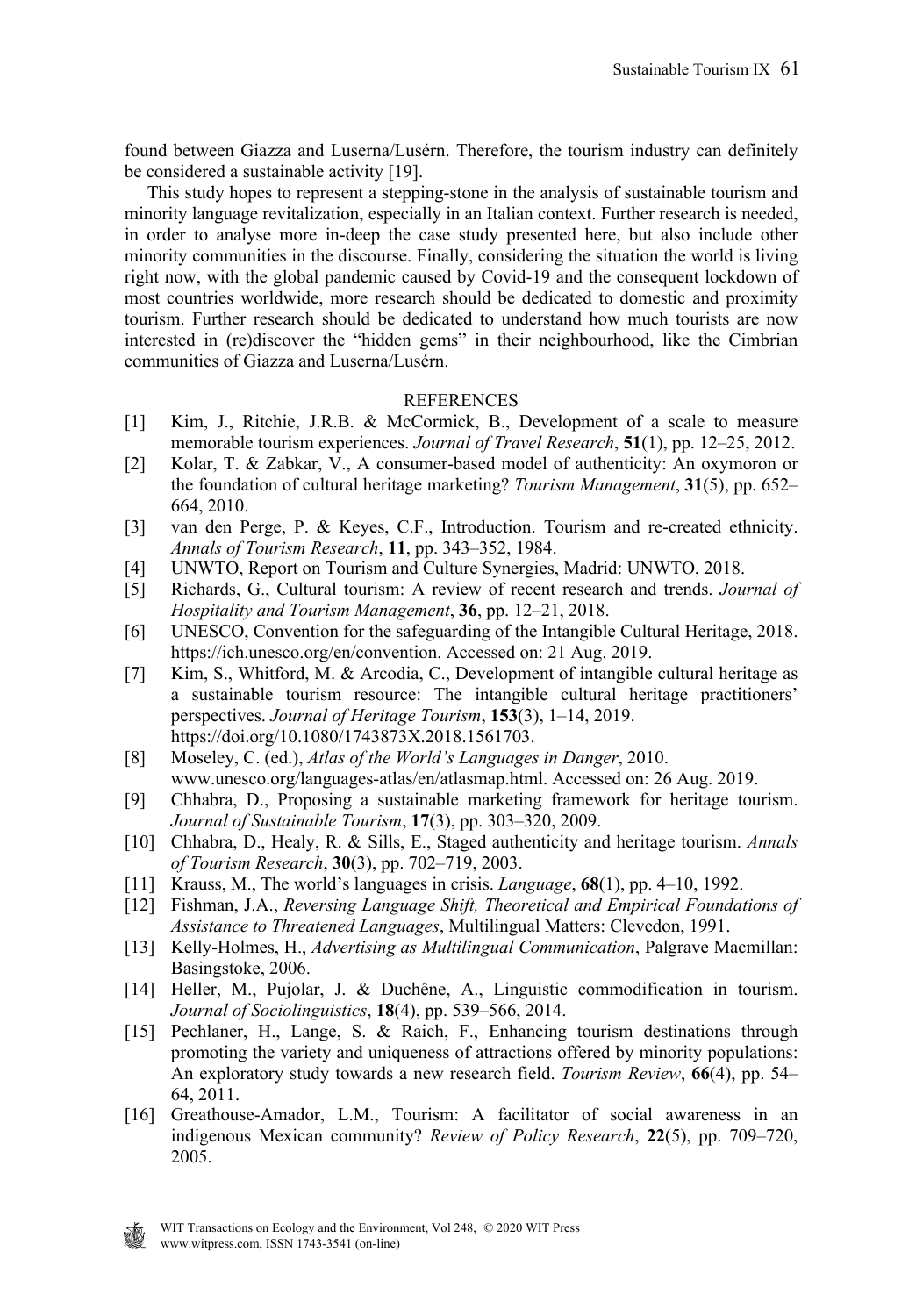found between Giazza and Luserna/Lusérn. Therefore, the tourism industry can definitely be considered a sustainable activity [19].

This study hopes to represent a stepping-stone in the analysis of sustainable tourism and minority language revitalization, especially in an Italian context. Further research is needed, in order to analyse more in-deep the case study presented here, but also include other minority communities in the discourse. Finally, considering the situation the world is living right now, with the global pandemic caused by Covid-19 and the consequent lockdown of most countries worldwide, more research should be dedicated to domestic and proximity tourism. Further research should be dedicated to understand how much tourists are now interested in (re)discover the "hidden gems" in their neighbourhood, like the Cimbrian communities of Giazza and Luserna/Lusérn.

## REFERENCES

[1] Kim, J., Ritchie, J.R.B. & McCormick, B., Development of a scale to measure memorable tourism experiences. *Journal of Travel Research*, **51**(1), pp. 12–25, 2012.

[2] Kolar, T. & Zabkar, V., A consumer-based model of authenticity: An oxymoron or the foundation of cultural heritage marketing? *Tourism Management*, **31**(5), pp. 652–664, 2010.

[3] van den Perge, P. & Keyes, C.F., Introduction. Tourism and re-created ethnicity. *Annals of Tourism Research*, **11**, pp. 343–352, 1984.

[4] UNWTO, Report on Tourism and Culture Synergies, Madrid: UNWTO, 2018.

[5] Richards, G., Cultural tourism: A review of recent research and trends. *Journal of Hospitality and Tourism Management*, **36**, pp. 12–21, 2018.

[6] UNESCO, Convention for the safeguarding of the Intangible Cultural Heritage, 2018. https://ich.unesco.org/en/convention. Accessed on: 21 Aug. 2019.

[7] Kim, S., Whitford, M. & Arcodia, C., Development of intangible cultural heritage as a sustainable tourism resource: The intangible cultural heritage practitioners' perspectives. *Journal of Heritage Tourism*, **153**(3), 1–14, 2019. https://doi.org/10.1080/1743873X.2018.1561703.

[8] Moseley, C. (ed.), *Atlas of the World's Languages in Danger*, 2010. www.unesco.org/languages-atlas/en/atlasmap.html. Accessed on: 26 Aug. 2019.

[9] Chhabra, D., Proposing a sustainable marketing framework for heritage tourism. *Journal of Sustainable Tourism*, **17**(3), pp. 303–320, 2009.

[10] Chhabra, D., Healy, R. & Sills, E., Staged authenticity and heritage tourism. *Annals of Tourism Research*, **30**(3), pp. 702–719, 2003.

[11] Krauss, M., The world's languages in crisis. *Language*, **68**(1), pp. 4–10, 1992.

[12] Fishman, J.A., *Reversing Language Shift, Theoretical and Empirical Foundations of Assistance to Threatened Languages*, Multilingual Matters: Clevedon, 1991.

[13] Kelly-Holmes, H., *Advertising as Multilingual Communication*, Palgrave Macmillan: Basingstoke, 2006.

[14] Heller, M., Pujolar, J. & Duchêne, A., Linguistic commodification in tourism. *Journal of Sociolinguistics*, **18**(4), pp. 539–566, 2014.

[15] Pechlaner, H., Lange, S. & Raich, F., Enhancing tourism destinations through promoting the variety and uniqueness of attractions offered by minority populations: An exploratory study towards a new research field. *Tourism Review*, **66**(4), pp. 54–64, 2011.

[16] Greathouse-Amador, L.M., Tourism: A facilitator of social awareness in an indigenous Mexican community? *Review of Policy Research*, **22**(5), pp. 709–720, 2005.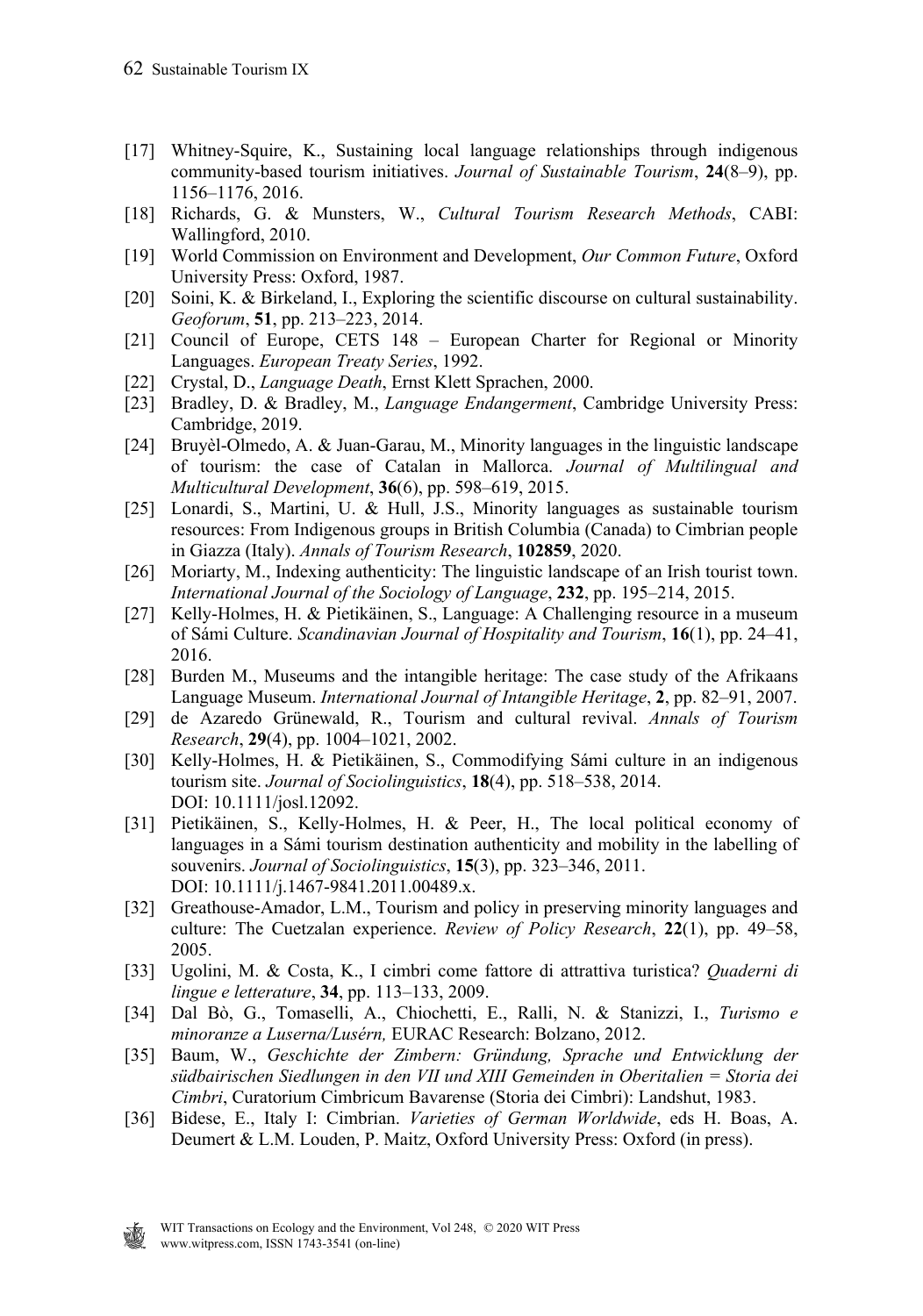[17] Whitney-Squire, K., Sustaining local language relationships through indigenous community-based tourism initiatives. *Journal of Sustainable Tourism*, **24**(8–9), pp. 1156–1176, 2016.

[18] Richards, G. & Munsters, W., *Cultural Tourism Research Methods*, CABI: Wallingford, 2010.

[19] World Commission on Environment and Development, *Our Common Future*, Oxford University Press: Oxford, 1987.

[20] Soini, K. & Birkeland, I., Exploring the scientific discourse on cultural sustainability. *Geoforum*, **51**, pp. 213–223, 2014.

[21] Council of Europe, CETS 148 – European Charter for Regional or Minority Languages. *European Treaty Series*, 1992.

[22] Crystal, D., *Language Death*, Ernst Klett Sprachen, 2000.

[23] Bradley, D. & Bradley, M., *Language Endangerment*, Cambridge University Press: Cambridge, 2019.

[24] Bruyèl-Olmedo, A. & Juan-Garau, M., Minority languages in the linguistic landscape of tourism: the case of Catalan in Mallorca. *Journal of Multilingual and Multicultural Development*, **36**(6), pp. 598–619, 2015.

[25] Lonardi, S., Martini, U. & Hull, J.S., Minority languages as sustainable tourism resources: From Indigenous groups in British Columbia (Canada) to Cimbrian people in Giazza (Italy). *Annals of Tourism Research*, **102859**, 2020.

[26] Moriarty, M., Indexing authenticity: The linguistic landscape of an Irish tourist town. *International Journal of the Sociology of Language*, **232**, pp. 195–214, 2015.

[27] Kelly-Holmes, H. & Pietikäinen, S., Language: A Challenging resource in a museum of Sámi Culture. *Scandinavian Journal of Hospitality and Tourism*, **16**(1), pp. 24–41, 2016.

[28] Burden M., Museums and the intangible heritage: The case study of the Afrikaans Language Museum. *International Journal of Intangible Heritage*, **2**, pp. 82–91, 2007.

[29] de Azaredo Grünewald, R., Tourism and cultural revival. *Annals of Tourism Research*, **29**(4), pp. 1004–1021, 2002.

[30] Kelly-Holmes, H. & Pietikäinen, S., Commodifying Sámi culture in an indigenous tourism site. *Journal of Sociolinguistics*, **18**(4), pp. 518–538, 2014. DOI: 10.1111/josl.12092.

[31] Pietikäinen, S., Kelly-Holmes, H. & Peer, H., The local political economy of languages in a Sámi tourism destination authenticity and mobility in the labelling of souvenirs. *Journal of Sociolinguistics*, **15**(3), pp. 323–346, 2011. DOI: 10.1111/j.1467-9841.2011.00489.x.

[32] Greathouse-Amador, L.M., Tourism and policy in preserving minority languages and culture: The Cuetzalan experience. *Review of Policy Research*, **22**(1), pp. 49–58, 2005.

[33] Ugolini, M. & Costa, K., I cimbri come fattore di attrattiva turistica? *Quaderni di lingue e letterature*, **34**, pp. 113–133, 2009.

[34] Dal Bò, G., Tomaselli, A., Chiochetti, E., Ralli, N. & Stanizzi, I., *Turismo e minoranze a Luserna/Lusérn,* EURAC Research: Bolzano, 2012.

[35] Baum, W., *Geschichte der Zimbern: Gründung, Sprache und Entwicklung der südbairischen Siedlungen in den VII und XIII Gemeinden in Oberitalien = Storia dei Cimbri*, Curatorium Cimbricum Bavarense (Storia dei Cimbri): Landshut, 1983.

[36] Bidese, E., Italy I: Cimbrian. *Varieties of German Worldwide*, eds H. Boas, A. Deumert & L.M. Louden, P. Maitz, Oxford University Press: Oxford (in press).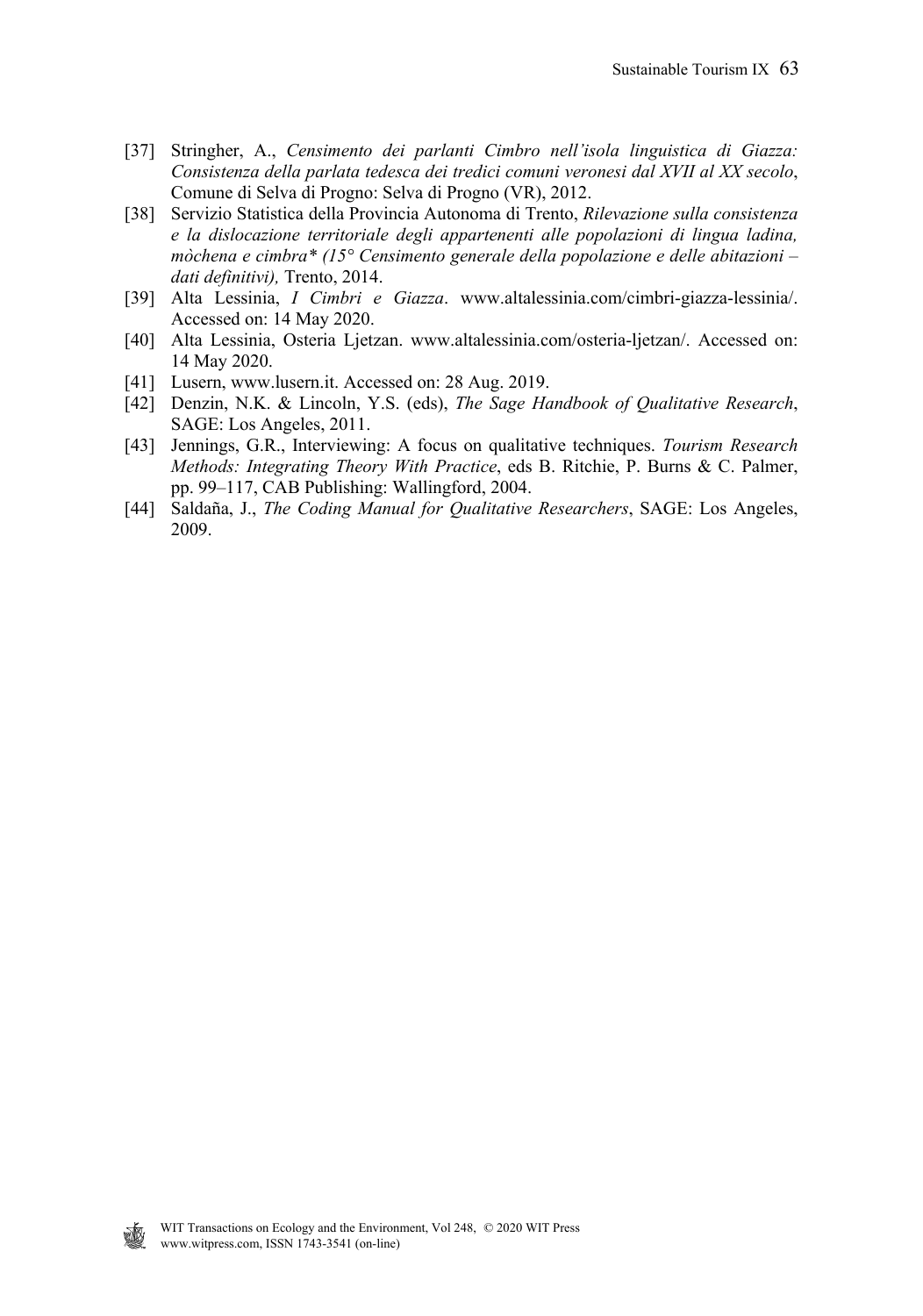[37] Stringher, A., *Censimento dei parlanti Cimbro nell'isola linguistica di Giazza: Consistenza della parlata tedesca dei tredici comuni veronesi dal XVII al XX secolo*, Comune di Selva di Progno: Selva di Progno (VR), 2012.

[38] Servizio Statistica della Provincia Autonoma di Trento, *Rilevazione sulla consistenza e la dislocazione territoriale degli appartenenti alle popolazioni di lingua ladina, mòchena e cimbra* (15° Censimento generale della popolazione e delle abitazioni – dati definitivi),* Trento, 2014.

[39] Alta Lessinia, *I Cimbri e Giazza*. www.altalessinia.com/cimbri-giazza-lessinia/. Accessed on: 14 May 2020.

[40] Alta Lessinia, Osteria Ljetzan. www.altalessinia.com/osteria-ljetzan/. Accessed on: 14 May 2020.

[41] Lusern, www.lusern.it. Accessed on: 28 Aug. 2019.

[42] Denzin, N.K. & Lincoln, Y.S. (eds), *The Sage Handbook of Qualitative Research*, SAGE: Los Angeles, 2011.

[43] Jennings, G.R., Interviewing: A focus on qualitative techniques. *Tourism Research Methods: Integrating Theory With Practice*, eds B. Ritchie, P. Burns & C. Palmer, pp. 99–117, CAB Publishing: Wallingford, 2004.

[44] Saldaña, J., *The Coding Manual for Qualitative Researchers*, SAGE: Los Angeles, 2009.